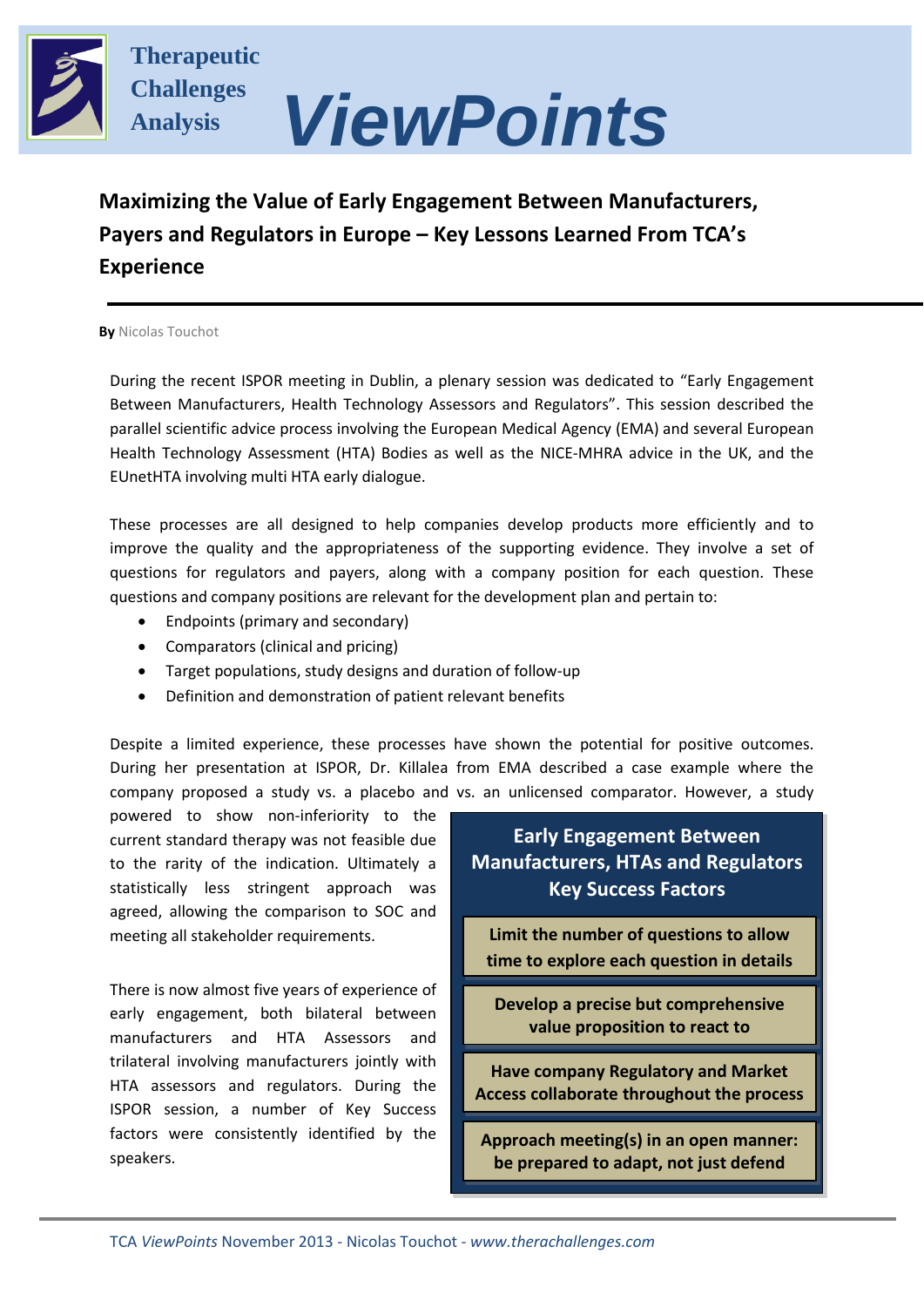# Therapeutic Challenges Analysis *ViewPoints*

## Maximizing the Value of Early Engagement Between Manufacturers, Payers and Regulators in Europe – Key Lessons Learned From TCA's Experience

**By** Nicolas Touchot

During the recent ISPOR meeting in Dublin, a plenary session was dedicated to "Early Engagement Between Manufacturers, Health Technology Assessors and Regulators". This session described the parallel scientific advice process involving the European Medical Agency (EMA) and several European Health Technology Assessment (HTA) Bodies as well as the NICE-MHRA advice in the UK, and the EUnetHTA involving multi HTA early dialogue.

These processes are all designed to help companies develop products more efficiently and to improve the quality and the appropriateness of the supporting evidence. They involve a set of questions for regulators and payers, along with a company position for each question. These questions and company positions are relevant for the development plan and pertain to:

- Endpoints (primary and secondary)
- Comparators (clinical and pricing)
- Target populations, study designs and duration of follow-up
- Definition and demonstration of patient relevant benefits

Despite a limited experience, these processes have shown the potential for positive outcomes. During her presentation at ISPOR, Dr. Killalea from EMA described a case example where the company proposed a study vs. a placebo and vs. an unlicensed comparator. However, a study powered to show non-inferiority to the current standard therapy was not feasible due to the rarity of the indication. Ultimately a statistically less stringent approach was agreed, allowing the comparison to SOC and meeting all stakeholder requirements.

There is now almost five years of experience of early engagement, both bilateral between manufacturers and HTA Assessors and trilateral involving manufacturers jointly with HTA assessors and regulators. During the ISPOR session, a number of Key Success factors were consistently identified by the speakers.

**Early Engagement Between Manufacturers, HTAs and Regulators Key Success Factors**

- **Limit the number of questions to allow time to explore each question in details**
- **Develop a precise but comprehensive value proposition to react to**
- **Have company Regulatory and Market Access collaborate throughout the process**
- **Approach meeting(s) in an open manner: be prepared to adapt, not just defend**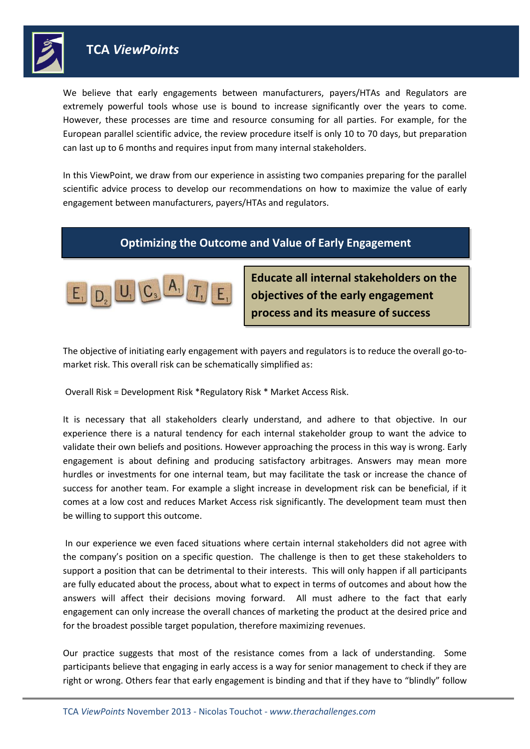We believe that early engagements between manufacturers, payers/HTAs and Regulators are extremely powerful tools whose use is bound to increase significantly over the years to come. However, these processes are time and resource consuming for all parties. For example, for the European parallel scientific advice, the review procedure itself is only 10 to 70 days, but preparation can last up to 6 months and requires input from many internal stakeholders.

In this ViewPoint, we draw from our experience in assisting two companies preparing for the parallel scientific advice process to develop our recommendations on how to maximize the value of early engagement between manufacturers, payers/HTAs and regulators.

## Optimizing the Outcome and Value of Early Engagement

### Educate all internal stakeholders on the objectives of the early engagement process and its measure of success

The objective of initiating early engagement with payers and regulators is to reduce the overall go-to-market risk. This overall risk can be schematically simplified as:

Overall Risk = Development Risk *Regulatory Risk * Market Access Risk.

It is necessary that all stakeholders clearly understand, and adhere to that objective. In our experience there is a natural tendency for each internal stakeholder group to want the advice to validate their own beliefs and positions. However approaching the process in this way is wrong. Early engagement is about defining and producing satisfactory arbitrages. Answers may mean more hurdles or investments for one internal team, but may facilitate the task or increase the chance of success for another team. For example a slight increase in development risk can be beneficial, if it comes at a low cost and reduces Market Access risk significantly. The development team must then be willing to support this outcome.

In our experience we even faced situations where certain internal stakeholders did not agree with the company's position on a specific question. The challenge is then to get these stakeholders to support a position that can be detrimental to their interests. This will only happen if all participants are fully educated about the process, about what to expect in terms of outcomes and about how the answers will affect their decisions moving forward. All must adhere to the fact that early engagement can only increase the overall chances of marketing the product at the desired price and for the broadest possible target population, therefore maximizing revenues.

Our practice suggests that most of the resistance comes from a lack of understanding. Some participants believe that engaging in early access is a way for senior management to check if they are right or wrong. Others fear that early engagement is binding and that if they have to "blindly" follow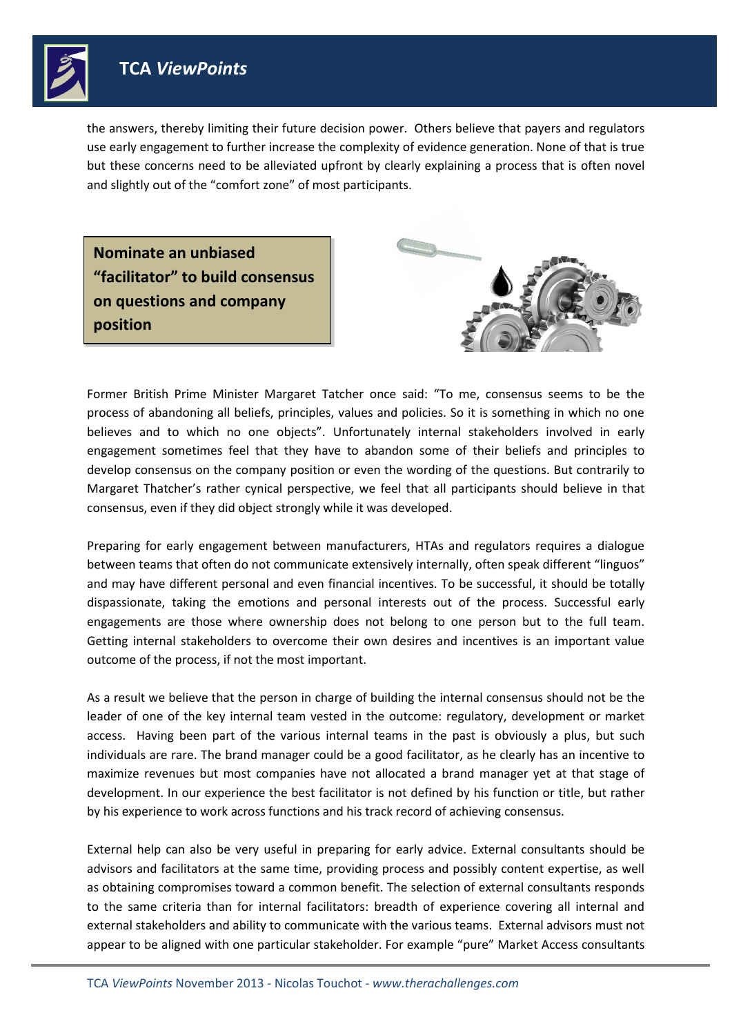the answers, thereby limiting their future decision power. Others believe that payers and regulators use early engagement to further increase the complexity of evidence generation. None of that is true but these concerns need to be alleviated upfront by clearly explaining a process that is often novel and slightly out of the "comfort zone" of most participants.

**Nominate an unbiased "facilitator" to build consensus on questions and company position**

Former British Prime Minister Margaret Tatcher once said: "To me, consensus seems to be the process of abandoning all beliefs, principles, values and policies. So it is something in which no one believes and to which no one objects". Unfortunately internal stakeholders involved in early engagement sometimes feel that they have to abandon some of their beliefs and principles to develop consensus on the company position or even the wording of the questions. But contrarily to Margaret Thatcher's rather cynical perspective, we feel that all participants should believe in that consensus, even if they did object strongly while it was developed.

Preparing for early engagement between manufacturers, HTAs and regulators requires a dialogue between teams that often do not communicate extensively internally, often speak different "linguos" and may have different personal and even financial incentives. To be successful, it should be totally dispassionate, taking the emotions and personal interests out of the process. Successful early engagements are those where ownership does not belong to one person but to the full team. Getting internal stakeholders to overcome their own desires and incentives is an important value outcome of the process, if not the most important.

As a result we believe that the person in charge of building the internal consensus should not be the leader of one of the key internal team vested in the outcome: regulatory, development or market access. Having been part of the various internal teams in the past is obviously a plus, but such individuals are rare. The brand manager could be a good facilitator, as he clearly has an incentive to maximize revenues but most companies have not allocated a brand manager yet at that stage of development. In our experience the best facilitator is not defined by his function or title, but rather by his experience to work across functions and his track record of achieving consensus.

External help can also be very useful in preparing for early advice. External consultants should be advisors and facilitators at the same time, providing process and possibly content expertise, as well as obtaining compromises toward a common benefit. The selection of external consultants responds to the same criteria than for internal facilitators: breadth of experience covering all internal and external stakeholders and ability to communicate with the various teams. External advisors must not appear to be aligned with one particular stakeholder. For example "pure" Market Access consultants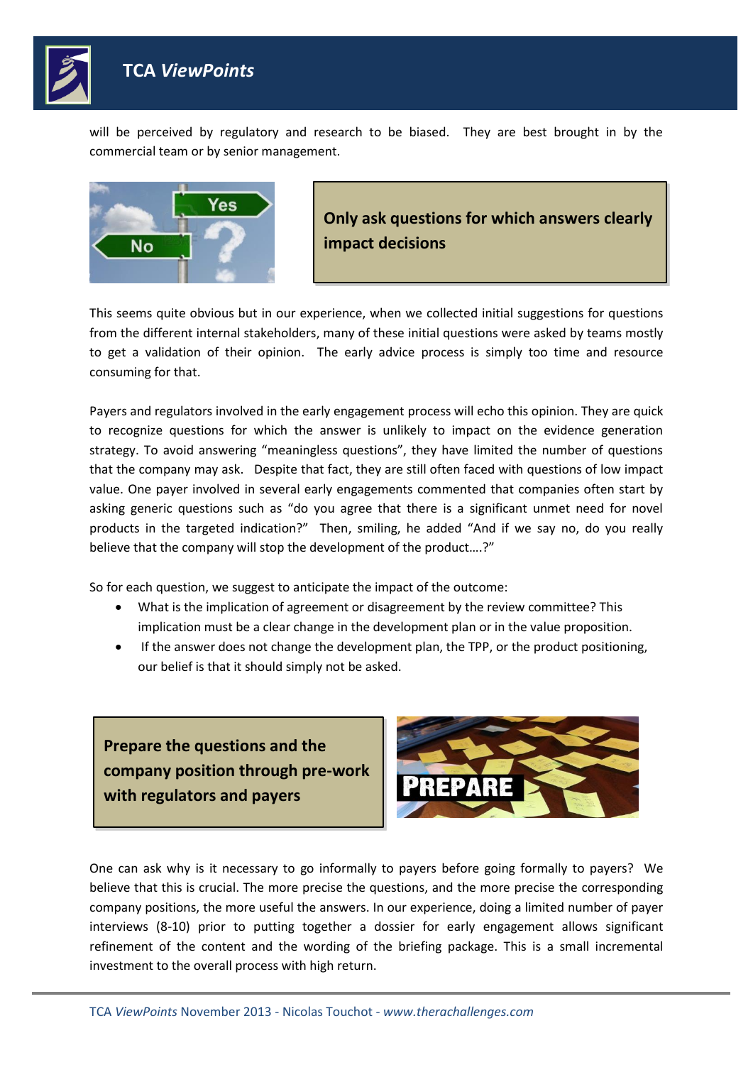will be perceived by regulatory and research to be biased. They are best brought in by the commercial team or by senior management.

**Only ask questions for which answers clearly impact decisions**

This seems quite obvious but in our experience, when we collected initial suggestions for questions from the different internal stakeholders, many of these initial questions were asked by teams mostly to get a validation of their opinion. The early advice process is simply too time and resource consuming for that.

Payers and regulators involved in the early engagement process will echo this opinion. They are quick to recognize questions for which the answer is unlikely to impact on the evidence generation strategy. To avoid answering "meaningless questions", they have limited the number of questions that the company may ask. Despite that fact, they are still often faced with questions of low impact value. One payer involved in several early engagements commented that companies often start by asking generic questions such as "do you agree that there is a significant unmet need for novel products in the targeted indication?" Then, smiling, he added "And if we say no, do you really believe that the company will stop the development of the product….?"

So for each question, we suggest to anticipate the impact of the outcome:

- What is the implication of agreement or disagreement by the review committee? This implication must be a clear change in the development plan or in the value proposition.
- If the answer does not change the development plan, the TPP, or the product positioning, our belief is that it should simply not be asked.

**Prepare the questions and the company position through pre-work with regulators and payers**

One can ask why is it necessary to go informally to payers before going formally to payers? We believe that this is crucial. The more precise the questions, and the more precise the corresponding company positions, the more useful the answers. In our experience, doing a limited number of payer interviews (8-10) prior to putting together a dossier for early engagement allows significant refinement of the content and the wording of the briefing package. This is a small incremental investment to the overall process with high return.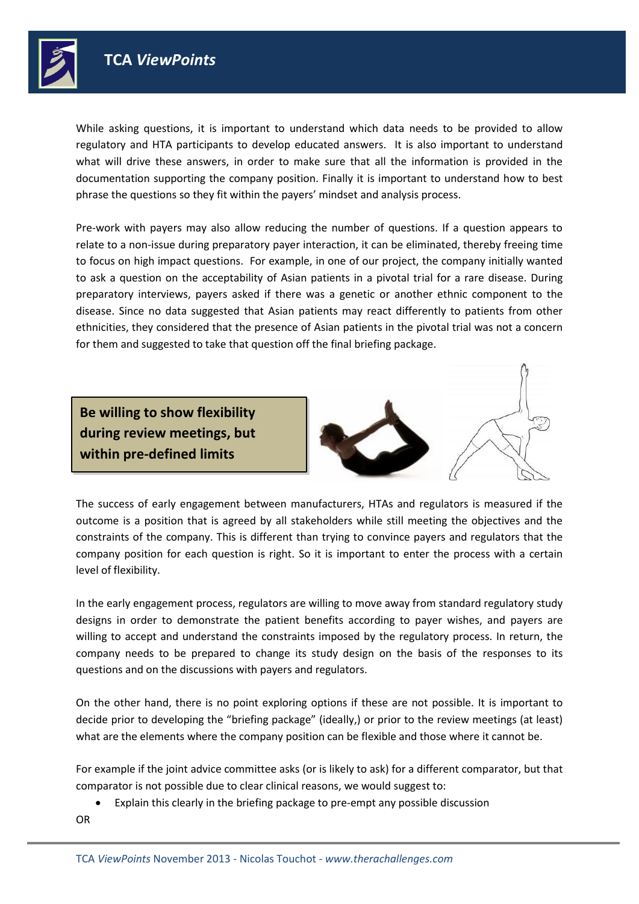While asking questions, it is important to understand which data needs to be provided to allow regulatory and HTA participants to develop educated answers. It is also important to understand what will drive these answers, in order to make sure that all the information is provided in the documentation supporting the company position. Finally it is important to understand how to best phrase the questions so they fit within the payers' mindset and analysis process.

Pre-work with payers may also allow reducing the number of questions. If a question appears to relate to a non-issue during preparatory payer interaction, it can be eliminated, thereby freeing time to focus on high impact questions. For example, in one of our project, the company initially wanted to ask a question on the acceptability of Asian patients in a pivotal trial for a rare disease. During preparatory interviews, payers asked if there was a genetic or another ethnic component to the disease. Since no data suggested that Asian patients may react differently to patients from other ethnicities, they considered that the presence of Asian patients in the pivotal trial was not a concern for them and suggested to take that question off the final briefing package.

## Be willing to show flexibility during review meetings, but within pre-defined limits

The success of early engagement between manufacturers, HTAs and regulators is measured if the outcome is a position that is agreed by all stakeholders while still meeting the objectives and the constraints of the company. This is different than trying to convince payers and regulators that the company position for each question is right. So it is important to enter the process with a certain level of flexibility.

In the early engagement process, regulators are willing to move away from standard regulatory study designs in order to demonstrate the patient benefits according to payer wishes, and payers are willing to accept and understand the constraints imposed by the regulatory process. In return, the company needs to be prepared to change its study design on the basis of the responses to its questions and on the discussions with payers and regulators.

On the other hand, there is no point exploring options if these are not possible. It is important to decide prior to developing the "briefing package" (ideally,) or prior to the review meetings (at least) what are the elements where the company position can be flexible and those where it cannot be.

For example if the joint advice committee asks (or is likely to ask) for a different comparator, but that comparator is not possible due to clear clinical reasons, we would suggest to:

- Explain this clearly in the briefing package to pre-empt any possible discussion

OR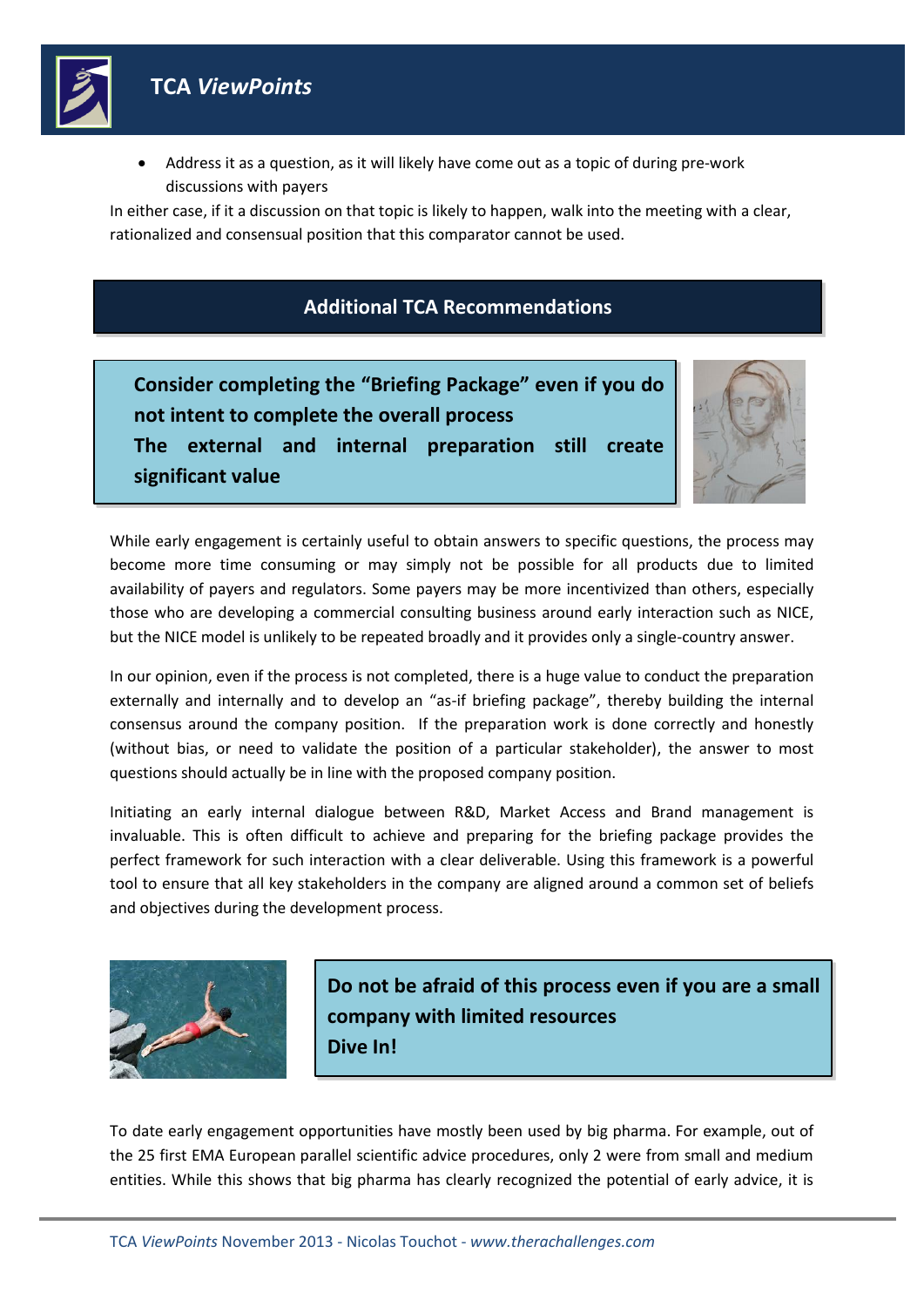- Address it as a question, as it will likely have come out as a topic of during pre-work discussions with payers

In either case, if it a discussion on that topic is likely to happen, walk into the meeting with a clear, rationalized and consensual position that this comparator cannot be used.

## Additional TCA Recommendations

**Consider completing the "Briefing Package" even if you do not intent to complete the overall process**
**The external and internal preparation still create significant value**

While early engagement is certainly useful to obtain answers to specific questions, the process may become more time consuming or may simply not be possible for all products due to limited availability of payers and regulators. Some payers may be more incentivized than others, especially those who are developing a commercial consulting business around early interaction such as NICE, but the NICE model is unlikely to be repeated broadly and it provides only a single-country answer.

In our opinion, even if the process is not completed, there is a huge value to conduct the preparation externally and internally and to develop an "as-if briefing package", thereby building the internal consensus around the company position. If the preparation work is done correctly and honestly (without bias, or need to validate the position of a particular stakeholder), the answer to most questions should actually be in line with the proposed company position.

Initiating an early internal dialogue between R&D, Market Access and Brand management is invaluable. This is often difficult to achieve and preparing for the briefing package provides the perfect framework for such interaction with a clear deliverable. Using this framework is a powerful tool to ensure that all key stakeholders in the company are aligned around a common set of beliefs and objectives during the development process.

**Do not be afraid of this process even if you are a small company with limited resources**
**Dive In!**

To date early engagement opportunities have mostly been used by big pharma. For example, out of the 25 first EMA European parallel scientific advice procedures, only 2 were from small and medium entities. While this shows that big pharma has clearly recognized the potential of early advice, it is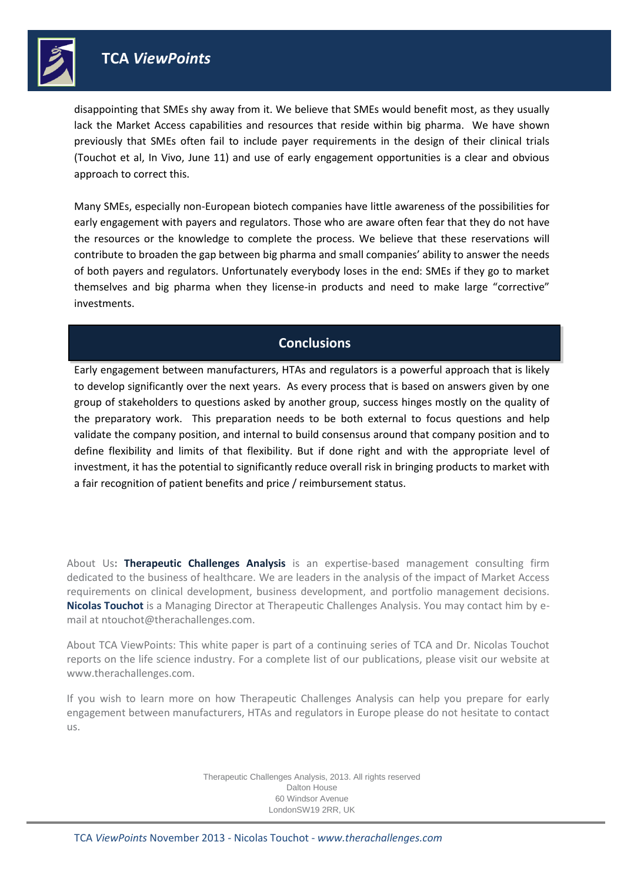disappointing that SMEs shy away from it. We believe that SMEs would benefit most, as they usually lack the Market Access capabilities and resources that reside within big pharma. We have shown previously that SMEs often fail to include payer requirements in the design of their clinical trials (Touchot et al, In Vivo, June 11) and use of early engagement opportunities is a clear and obvious approach to correct this.

Many SMEs, especially non-European biotech companies have little awareness of the possibilities for early engagement with payers and regulators. Those who are aware often fear that they do not have the resources or the knowledge to complete the process. We believe that these reservations will contribute to broaden the gap between big pharma and small companies' ability to answer the needs of both payers and regulators. Unfortunately everybody loses in the end: SMEs if they go to market themselves and big pharma when they license-in products and need to make large "corrective" investments.

## Conclusions

Early engagement between manufacturers, HTAs and regulators is a powerful approach that is likely to develop significantly over the next years. As every process that is based on answers given by one group of stakeholders to questions asked by another group, success hinges mostly on the quality of the preparatory work. This preparation needs to be both external to focus questions and help validate the company position, and internal to build consensus around that company position and to define flexibility and limits of that flexibility. But if done right and with the appropriate level of investment, it has the potential to significantly reduce overall risk in bringing products to market with a fair recognition of patient benefits and price / reimbursement status.

About Us**: Therapeutic Challenges Analysis** is an expertise-based management consulting firm dedicated to the business of healthcare. We are leaders in the analysis of the impact of Market Access requirements on clinical development, business development, and portfolio management decisions. **Nicolas Touchot** is a Managing Director at Therapeutic Challenges Analysis. You may contact him by e-mail at ntouchot@therachallenges.com.

About TCA ViewPoints: This white paper is part of a continuing series of TCA and Dr. Nicolas Touchot reports on the life science industry. For a complete list of our publications, please visit our website at www.therachallenges.com.

If you wish to learn more on how Therapeutic Challenges Analysis can help you prepare for early engagement between manufacturers, HTAs and regulators in Europe please do not hesitate to contact us.

Therapeutic Challenges Analysis, 2013. All rights reserved
Dalton House
60 Windsor Avenue
LondonSW19 2RR, UK